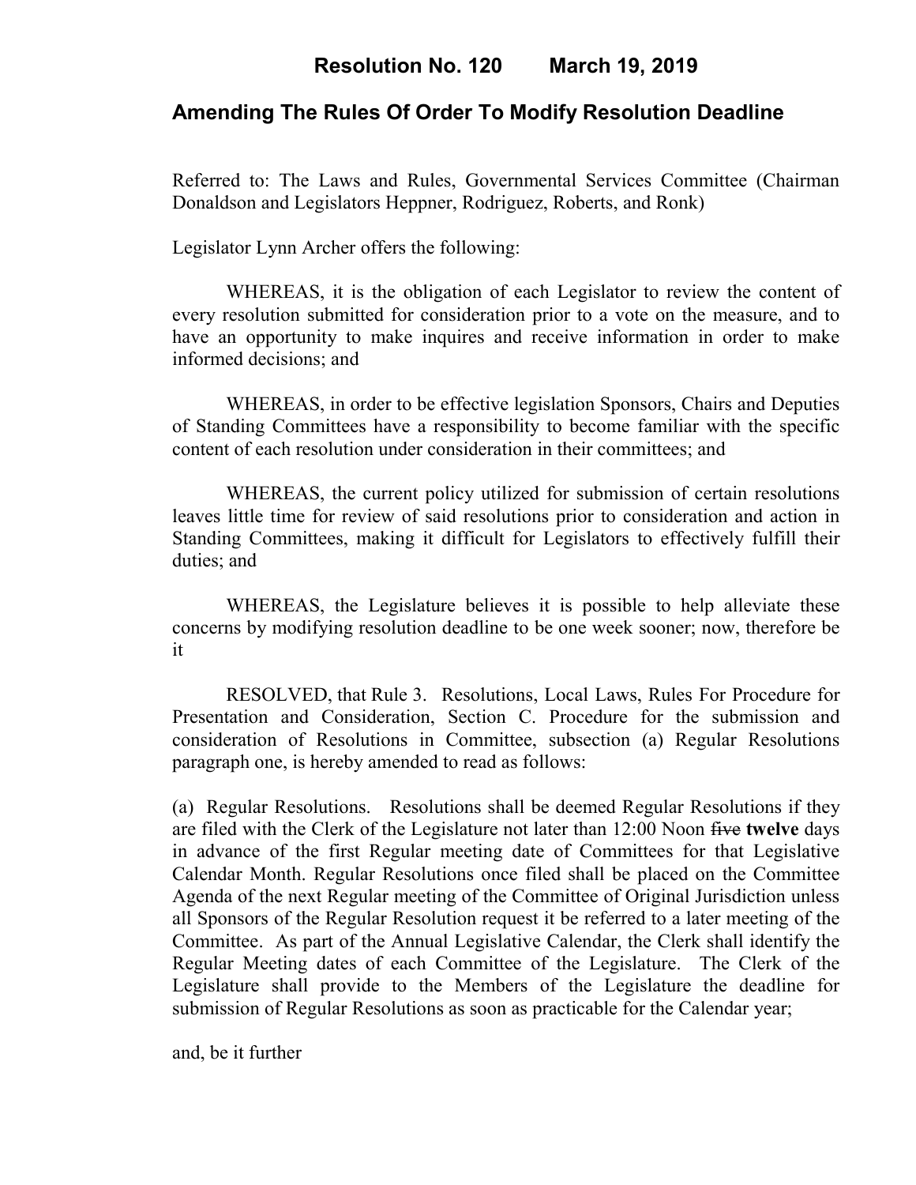# Resolution No. 120 March 19, 2019

## Amending The Rules Of Order To Modify Resolution Deadline

Referred to: The Laws and Rules, Governmental Services Committee (Chairman Donaldson and Legislators Heppner, Rodriguez, Roberts, and Ronk)

Legislator Lynn Archer offers the following:

WHEREAS, it is the obligation of each Legislator to review the content of every resolution submitted for consideration prior to a vote on the measure, and to have an opportunity to make inquires and receive information in order to make informed decisions; and

WHEREAS, in order to be effective legislation Sponsors, Chairs and Deputies of Standing Committees have a responsibility to become familiar with the specific content of each resolution under consideration in their committees; and

WHEREAS, the current policy utilized for submission of certain resolutions leaves little time for review of said resolutions prior to consideration and action in Standing Committees, making it difficult for Legislators to effectively fulfill their duties; and

WHEREAS, the Legislature believes it is possible to help alleviate these concerns by modifying resolution deadline to be one week sooner; now, therefore be it

RESOLVED, that Rule 3. Resolutions, Local Laws, Rules For Procedure for Presentation and Consideration, Section C. Procedure for the submission and consideration of Resolutions in Committee, subsection (a) Regular Resolutions paragraph one, is hereby amended to read as follows:

(a) Regular Resolutions. Resolutions shall be deemed Regular Resolutions if they are filed with the Clerk of the Legislature not later than 12:00 Noon ~~five~~ **twelve** days in advance of the first Regular meeting date of Committees for that Legislative Calendar Month. Regular Resolutions once filed shall be placed on the Committee Agenda of the next Regular meeting of the Committee of Original Jurisdiction unless all Sponsors of the Regular Resolution request it be referred to a later meeting of the Committee. As part of the Annual Legislative Calendar, the Clerk shall identify the Regular Meeting dates of each Committee of the Legislature. The Clerk of the Legislature shall provide to the Members of the Legislature the deadline for submission of Regular Resolutions as soon as practicable for the Calendar year;

and, be it further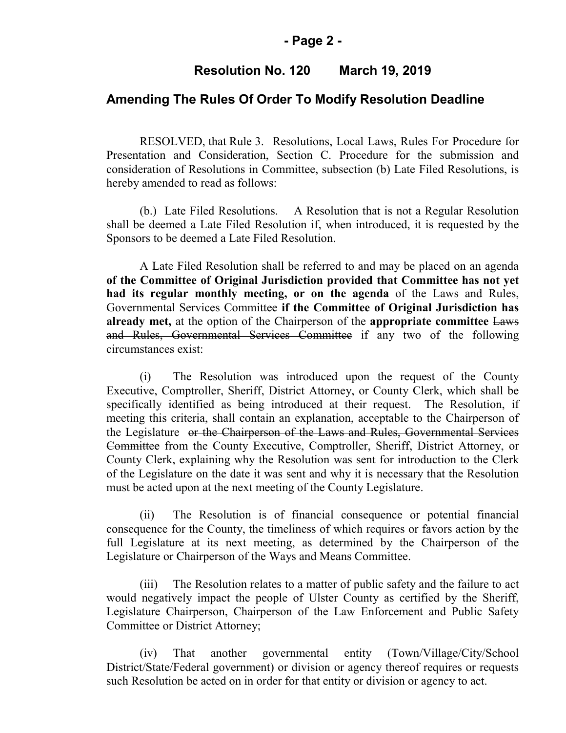## Resolution No. 120 March 19, 2019

## Amending The Rules Of Order To Modify Resolution Deadline

RESOLVED, that Rule 3. Resolutions, Local Laws, Rules For Procedure for Presentation and Consideration, Section C. Procedure for the submission and consideration of Resolutions in Committee, subsection (b) Late Filed Resolutions, is hereby amended to read as follows:

(b.) Late Filed Resolutions. A Resolution that is not a Regular Resolution shall be deemed a Late Filed Resolution if, when introduced, it is requested by the Sponsors to be deemed a Late Filed Resolution.

A Late Filed Resolution shall be referred to and may be placed on an agenda **of the Committee of Original Jurisdiction provided that Committee has not yet had its regular monthly meeting, or on the agenda** of the Laws and Rules, Governmental Services Committee **if the Committee of Original Jurisdiction has already met,** at the option of the Chairperson of the **appropriate committee** ~~Laws and Rules, Governmental Services Committee~~ if any two of the following circumstances exist:

(i) The Resolution was introduced upon the request of the County Executive, Comptroller, Sheriff, District Attorney, or County Clerk, which shall be specifically identified as being introduced at their request. The Resolution, if meeting this criteria, shall contain an explanation, acceptable to the Chairperson of the Legislature ~~or the Chairperson of the Laws and Rules, Governmental Services Committee~~ from the County Executive, Comptroller, Sheriff, District Attorney, or County Clerk, explaining why the Resolution was sent for introduction to the Clerk of the Legislature on the date it was sent and why it is necessary that the Resolution must be acted upon at the next meeting of the County Legislature.

(ii) The Resolution is of financial consequence or potential financial consequence for the County, the timeliness of which requires or favors action by the full Legislature at its next meeting, as determined by the Chairperson of the Legislature or Chairperson of the Ways and Means Committee.

(iii) The Resolution relates to a matter of public safety and the failure to act would negatively impact the people of Ulster County as certified by the Sheriff, Legislature Chairperson, Chairperson of the Law Enforcement and Public Safety Committee or District Attorney;

(iv) That another governmental entity (Town/Village/City/School District/State/Federal government) or division or agency thereof requires or requests such Resolution be acted on in order for that entity or division or agency to act.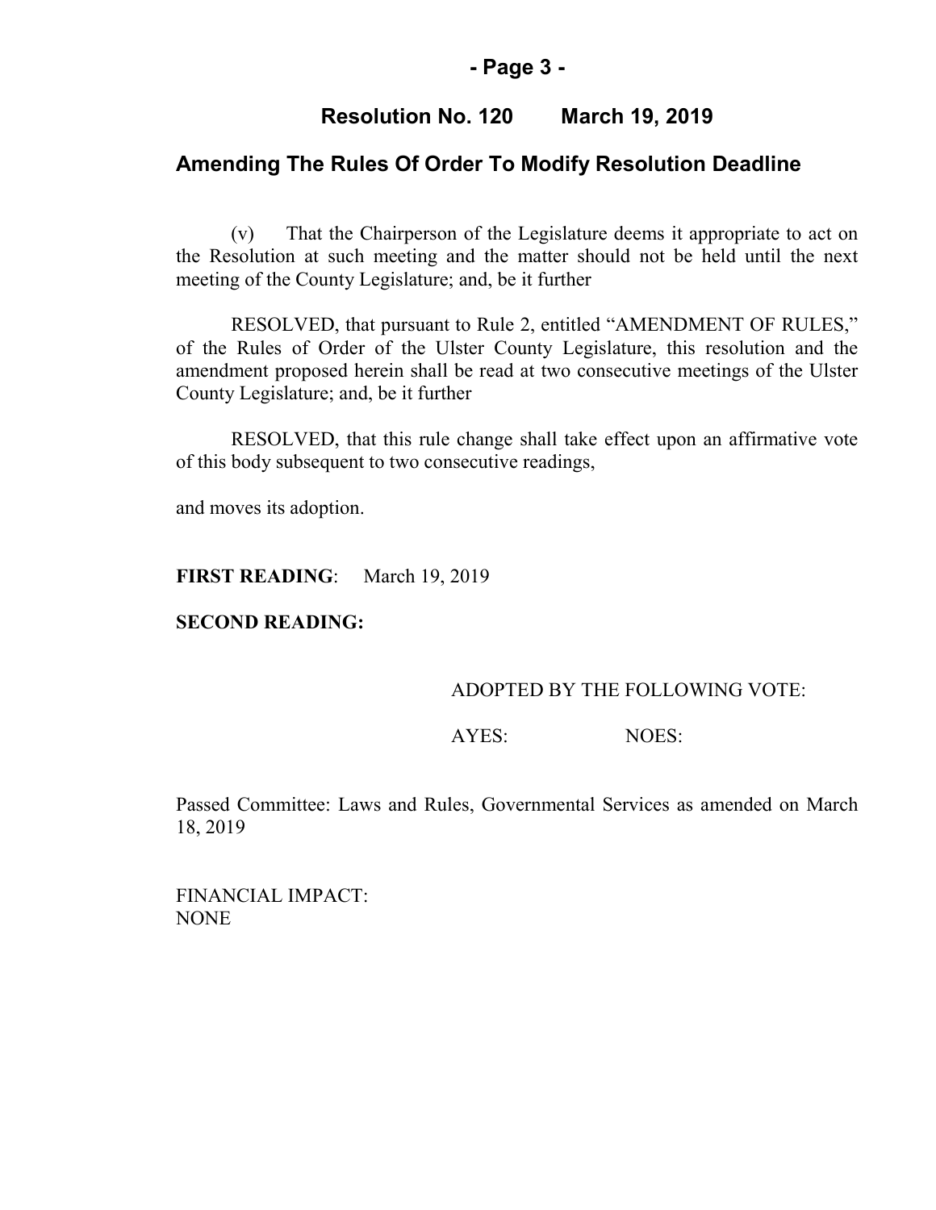## Resolution No. 120 March 19, 2019

## Amending The Rules Of Order To Modify Resolution Deadline

(v) That the Chairperson of the Legislature deems it appropriate to act on the Resolution at such meeting and the matter should not be held until the next meeting of the County Legislature; and, be it further

RESOLVED, that pursuant to Rule 2, entitled "AMENDMENT OF RULES," of the Rules of Order of the Ulster County Legislature, this resolution and the amendment proposed herein shall be read at two consecutive meetings of the Ulster County Legislature; and, be it further

RESOLVED, that this rule change shall take effect upon an affirmative vote of this body subsequent to two consecutive readings,

and moves its adoption.

**FIRST READING**: March 19, 2019

**SECOND READING:**

ADOPTED BY THE FOLLOWING VOTE:

AYES: NOES:

Passed Committee: Laws and Rules, Governmental Services as amended on March 18, 2019

FINANCIAL IMPACT:
NONE